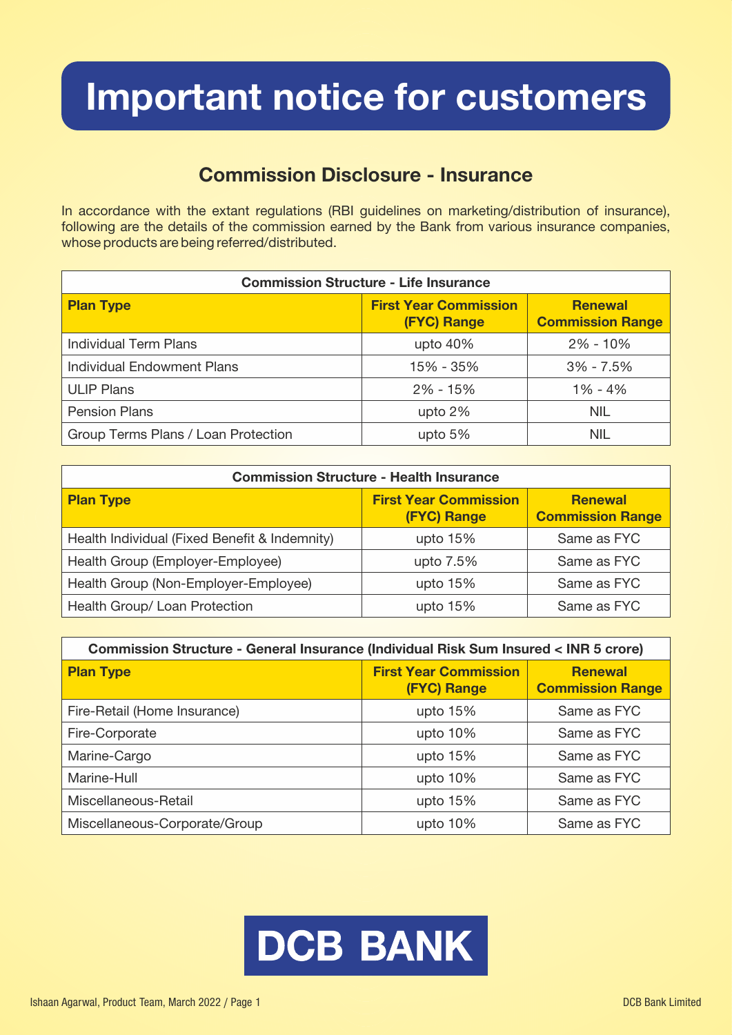# Important notice for customers

## Commission Disclosure - Insurance

In accordance with the extant regulations (RBI guidelines on marketing/distribution of insurance), following are the details of the commission earned by the Bank from various insurance companies, whose products are being referred/distributed.

| Commission Structure - Life Insurance | | |
|---|---|---|
| **Plan Type** | **First Year Commission (FYC) Range** | **Renewal Commission Range** |
| Individual Term Plans | upto 40% | 2% - 10% |
| Individual Endowment Plans | 15% - 35% | 3% - 7.5% |
| ULIP Plans | 2% - 15% | 1% - 4% |
| Pension Plans | upto 2% | NIL |
| Group Terms Plans / Loan Protection | upto 5% | NIL |

| Commission Structure - Health Insurance | | |
|---|---|---|
| **Plan Type** | **First Year Commission (FYC) Range** | **Renewal Commission Range** |
| Health Individual (Fixed Benefit & Indemnity) | upto 15% | Same as FYC |
| Health Group (Employer-Employee) | upto 7.5% | Same as FYC |
| Health Group (Non-Employer-Employee) | upto 15% | Same as FYC |
| Health Group/ Loan Protection | upto 15% | Same as FYC |

| Commission Structure - General Insurance (Individual Risk Sum Insured < INR 5 crore) | | |
|---|---|---|
| **Plan Type** | **First Year Commission (FYC) Range** | **Renewal Commission Range** |
| Fire-Retail (Home Insurance) | upto 15% | Same as FYC |
| Fire-Corporate | upto 10% | Same as FYC |
| Marine-Cargo | upto 15% | Same as FYC |
| Marine-Hull | upto 10% | Same as FYC |
| Miscellaneous-Retail | upto 15% | Same as FYC |
| Miscellaneous-Corporate/Group | upto 10% | Same as FYC |

**DCB BANK**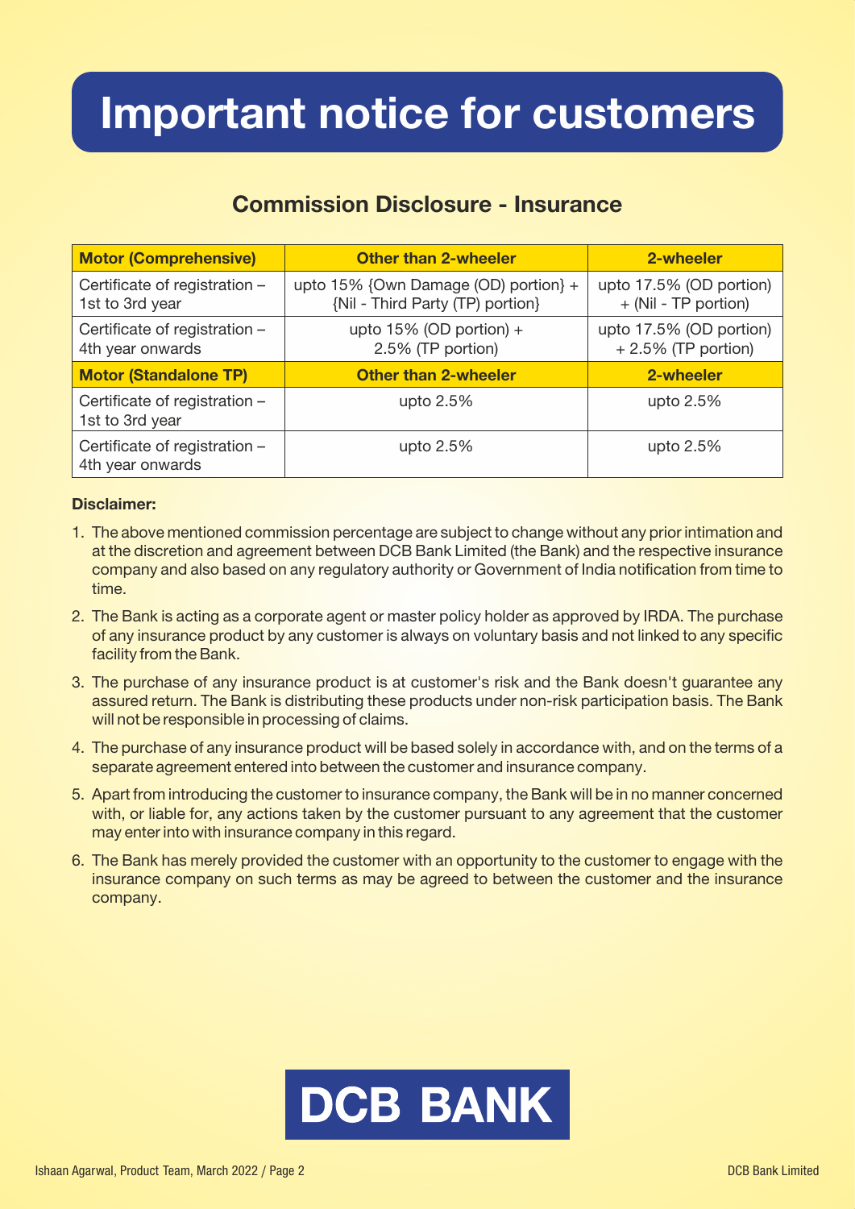# Important notice for customers

## Commission Disclosure - Insurance

| Motor (Comprehensive) | Other than 2-wheeler | 2-wheeler |
|---|---|---|
| Certificate of registration – 1st to 3rd year | upto 15% {Own Damage (OD) portion} + {Nil - Third Party (TP) portion} | upto 17.5% (OD portion) + (Nil - TP portion) |
| Certificate of registration – 4th year onwards | upto 15% (OD portion) + 2.5% (TP portion) | upto 17.5% (OD portion) + 2.5% (TP portion) |
| **Motor (Standalone TP)** | **Other than 2-wheeler** | **2-wheeler** |
| Certificate of registration – 1st to 3rd year | upto 2.5% | upto 2.5% |
| Certificate of registration – 4th year onwards | upto 2.5% | upto 2.5% |

**Disclaimer:**

1. The above mentioned commission percentage are subject to change without any prior intimation and at the discretion and agreement between DCB Bank Limited (the Bank) and the respective insurance company and also based on any regulatory authority or Government of India notification from time to time.
2. The Bank is acting as a corporate agent or master policy holder as approved by IRDA. The purchase of any insurance product by any customer is always on voluntary basis and not linked to any specific facility from the Bank.
3. The purchase of any insurance product is at customer's risk and the Bank doesn't guarantee any assured return. The Bank is distributing these products under non-risk participation basis. The Bank will not be responsible in processing of claims.
4. The purchase of any insurance product will be based solely in accordance with, and on the terms of a separate agreement entered into between the customer and insurance company.
5. Apart from introducing the customer to insurance company, the Bank will be in no manner concerned with, or liable for, any actions taken by the customer pursuant to any agreement that the customer may enter into with insurance company in this regard.
6. The Bank has merely provided the customer with an opportunity to the customer to engage with the insurance company on such terms as may be agreed to between the customer and the insurance company.

DCB BANK

Ishaan Agarwal, Product Team, March 2022

DCB Bank Limited